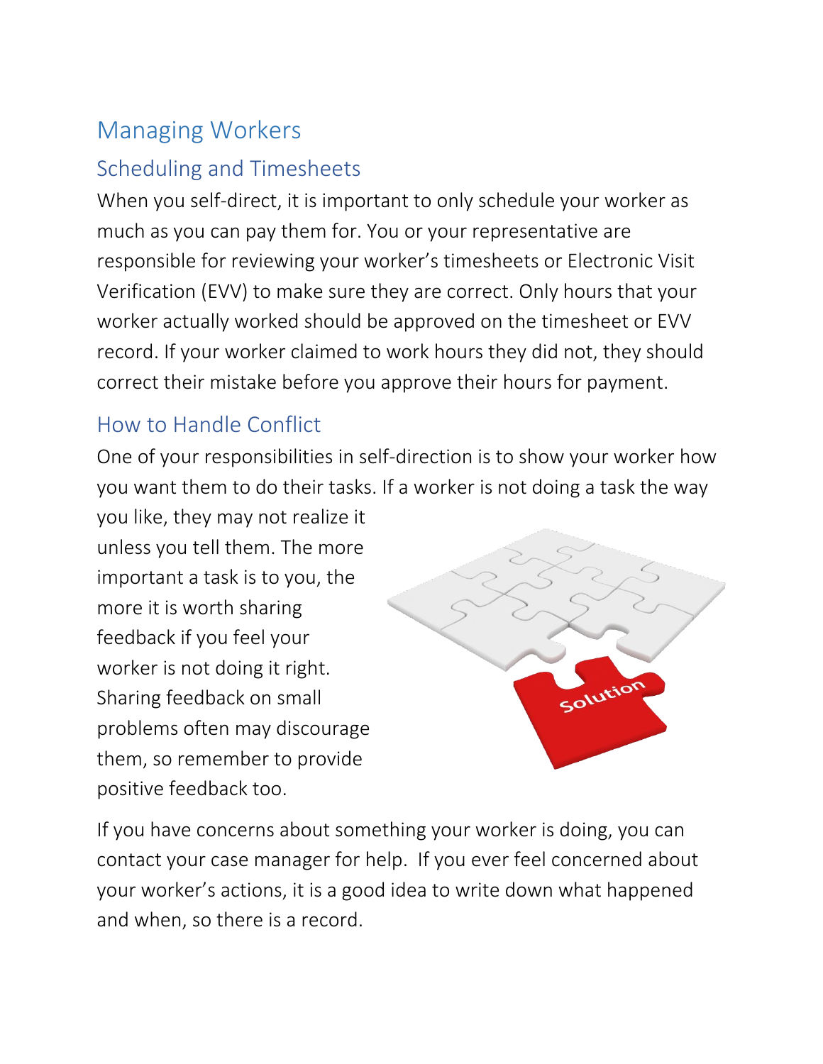# Managing Workers

## Scheduling and Timesheets

When you self-direct, it is important to only schedule your worker as much as you can pay them for. You or your representative are responsible for reviewing your worker's timesheets or Electronic Visit Verification (EVV) to make sure they are correct. Only hours that your worker actually worked should be approved on the timesheet or EVV record. If your worker claimed to work hours they did not, they should correct their mistake before you approve their hours for payment.

## How to Handle Conflict

One of your responsibilities in self-direction is to show your worker how you want them to do their tasks. If a worker is not doing a task the way you like, they may not realize it unless you tell them. The more important a task is to you, the more it is worth sharing feedback if you feel your worker is not doing it right. Sharing feedback on small problems often may discourage them, so remember to provide positive feedback too.

If you have concerns about something your worker is doing, you can contact your case manager for help. If you ever feel concerned about your worker's actions, it is a good idea to write down what happened and when, so there is a record.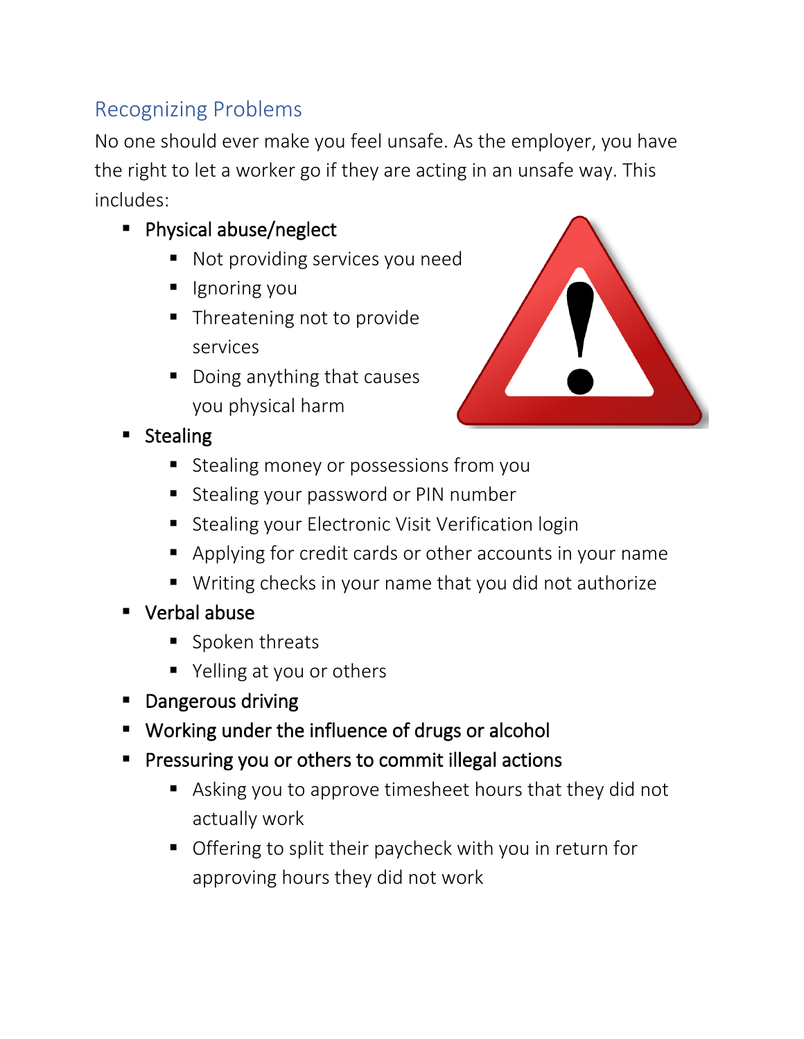## Recognizing Problems

No one should ever make you feel unsafe. As the employer, you have the right to let a worker go if they are acting in an unsafe way. This includes:

- Physical abuse/neglect
  - Not providing services you need
  - Ignoring you
  - Threatening not to provide services
  - Doing anything that causes you physical harm
- Stealing
  - Stealing money or possessions from you
  - Stealing your password or PIN number
  - Stealing your Electronic Visit Verification login
  - Applying for credit cards or other accounts in your name
  - Writing checks in your name that you did not authorize
- Verbal abuse
  - Spoken threats
  - Yelling at you or others
- Dangerous driving
- Working under the influence of drugs or alcohol
- Pressuring you or others to commit illegal actions
  - Asking you to approve timesheet hours that they did not actually work
  - Offering to split their paycheck with you in return for approving hours they did not work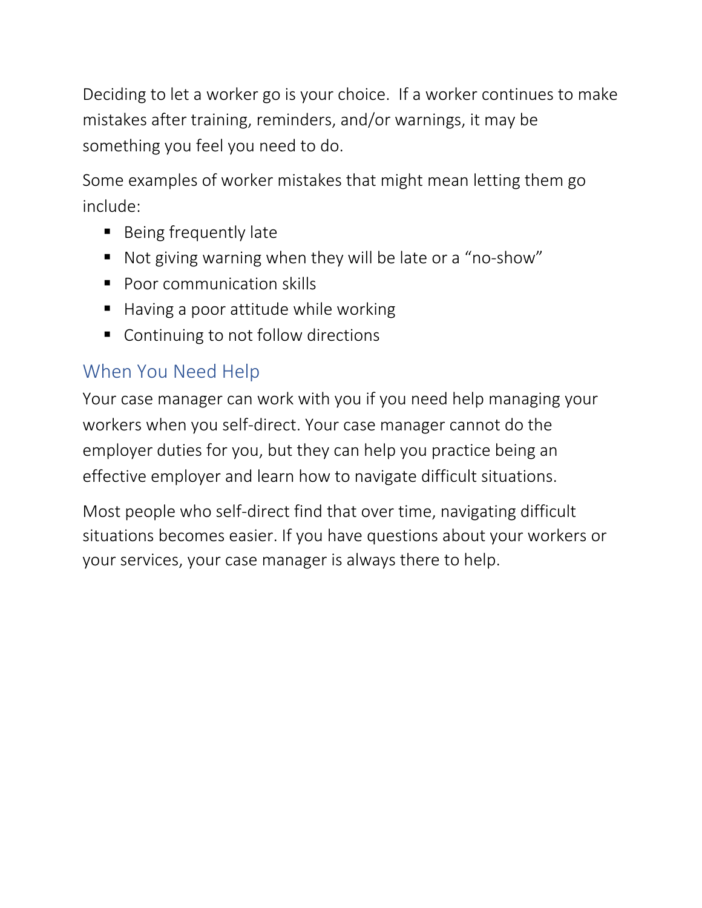Deciding to let a worker go is your choice. If a worker continues to make mistakes after training, reminders, and/or warnings, it may be something you feel you need to do.

Some examples of worker mistakes that might mean letting them go include:

- Being frequently late
- Not giving warning when they will be late or a "no-show"
- Poor communication skills
- Having a poor attitude while working
- Continuing to not follow directions

## When You Need Help

Your case manager can work with you if you need help managing your workers when you self-direct. Your case manager cannot do the employer duties for you, but they can help you practice being an effective employer and learn how to navigate difficult situations.

Most people who self-direct find that over time, navigating difficult situations becomes easier. If you have questions about your workers or your services, your case manager is always there to help.